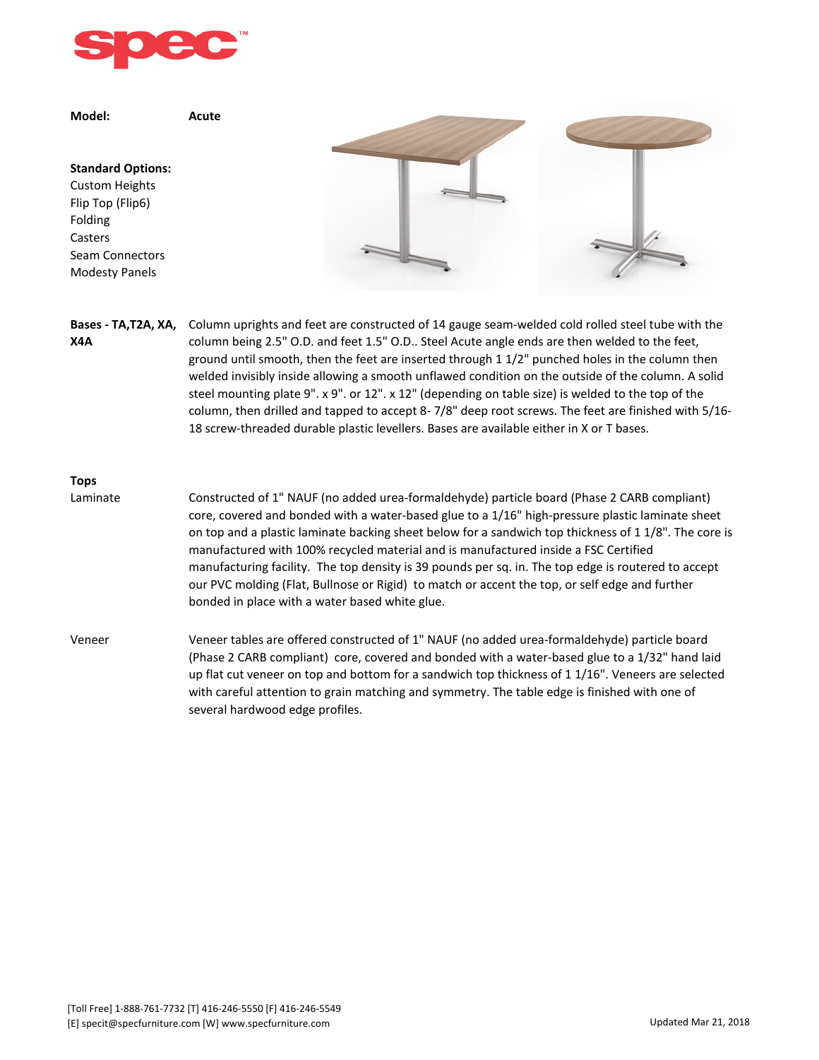**spec**™

**Model:** **Acute**

**Standard Options:**

Custom Heights
Flip Top (Flip6)
Folding
Casters
Seam Connectors
Modesty Panels

**Bases - TA,T2A, XA, X4A**

Column uprights and feet are constructed of 14 gauge seam-welded cold rolled steel tube with the column being 2.5" O.D. and feet 1.5" O.D.. Steel Acute angle ends are then welded to the feet, ground until smooth, then the feet are inserted through 1 1/2" punched holes in the column then welded invisibly inside allowing a smooth unflawed condition on the outside of the column. A solid steel mounting plate 9". x 9". or 12". x 12" (depending on table size) is welded to the top of the column, then drilled and tapped to accept 8- 7/8" deep root screws. The feet are finished with 5/16-18 screw-threaded durable plastic levellers. Bases are available either in X or T bases.

**Tops**

Laminate

Constructed of 1" NAUF (no added urea-formaldehyde) particle board (Phase 2 CARB compliant) core, covered and bonded with a water-based glue to a 1/16" high-pressure plastic laminate sheet on top and a plastic laminate backing sheet below for a sandwich top thickness of 1 1/8". The core is manufactured with 100% recycled material and is manufactured inside a FSC Certified manufacturing facility. The top density is 39 pounds per sq. in. The top edge is routered to accept our PVC molding (Flat, Bullnose or Rigid) to match or accent the top, or self edge and further bonded in place with a water based white glue.

Veneer

Veneer tables are offered constructed of 1" NAUF (no added urea-formaldehyde) particle board (Phase 2 CARB compliant) core, covered and bonded with a water-based glue to a 1/32" hand laid up flat cut veneer on top and bottom for a sandwich top thickness of 1 1/16". Veneers are selected with careful attention to grain matching and symmetry. The table edge is finished with one of several hardwood edge profiles.

[Toll Free] 1-888-761-7732 [T] 416-246-5550 [F] 416-246-5549
[E] specit@specfurniture.com [W] www.specfurniture.com

Updated Mar 21, 2018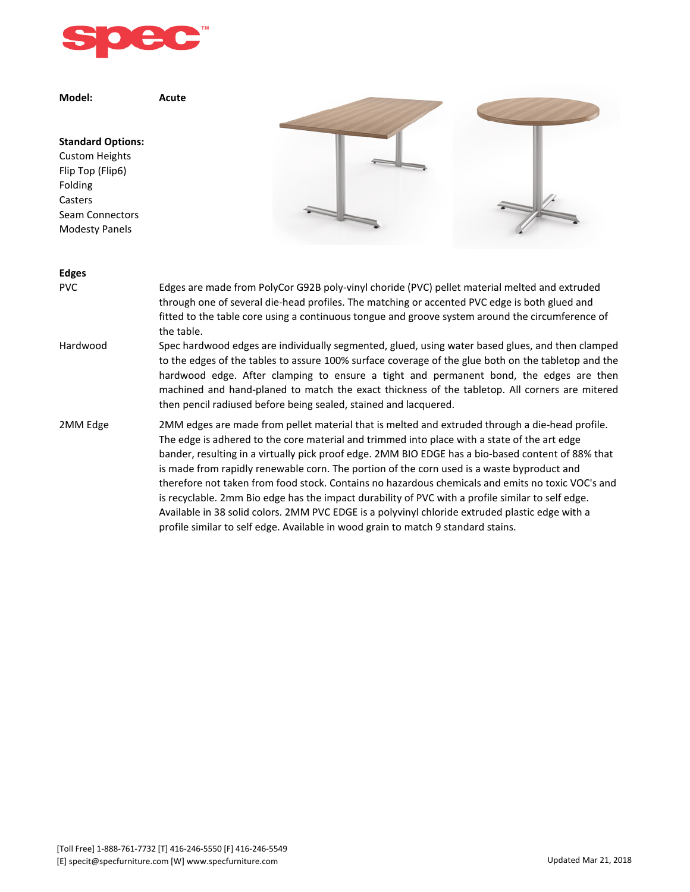**Model:** **Acute**

**Standard Options:**

Custom Heights
Flip Top (Flip6)
Folding
Casters
Seam Connectors
Modesty Panels

**Edges**

| | |
|---|---|
| PVC | Edges are made from PolyCor G92B poly-vinyl choride (PVC) pellet material melted and extruded through one of several die-head profiles. The matching or accented PVC edge is both glued and fitted to the table core using a continuous tongue and groove system around the circumference of the table. |
| Hardwood | Spec hardwood edges are individually segmented, glued, using water based glues, and then clamped to the edges of the tables to assure 100% surface coverage of the glue both on the tabletop and the hardwood edge. After clamping to ensure a tight and permanent bond, the edges are then machined and hand-planed to match the exact thickness of the tabletop. All corners are mitered then pencil radiused before being sealed, stained and lacquered. |
| 2MM Edge | 2MM edges are made from pellet material that is melted and extruded through a die-head profile. The edge is adhered to the core material and trimmed into place with a state of the art edge bander, resulting in a virtually pick proof edge. 2MM BIO EDGE has a bio-based content of 88% that is made from rapidly renewable corn. The portion of the corn used is a waste byproduct and therefore not taken from food stock. Contains no hazardous chemicals and emits no toxic VOC's and is recyclable. 2mm Bio edge has the impact durability of PVC with a profile similar to self edge. Available in 38 solid colors. 2MM PVC EDGE is a polyvinyl chloride extruded plastic edge with a profile similar to self edge. Available in wood grain to match 9 standard stains. |

[Toll Free] 1-888-761-7732 [T] 416-246-5550 [F] 416-246-5549
[E] specit@specfurniture.com [W] www.specfurniture.com

Updated Mar 21, 2018